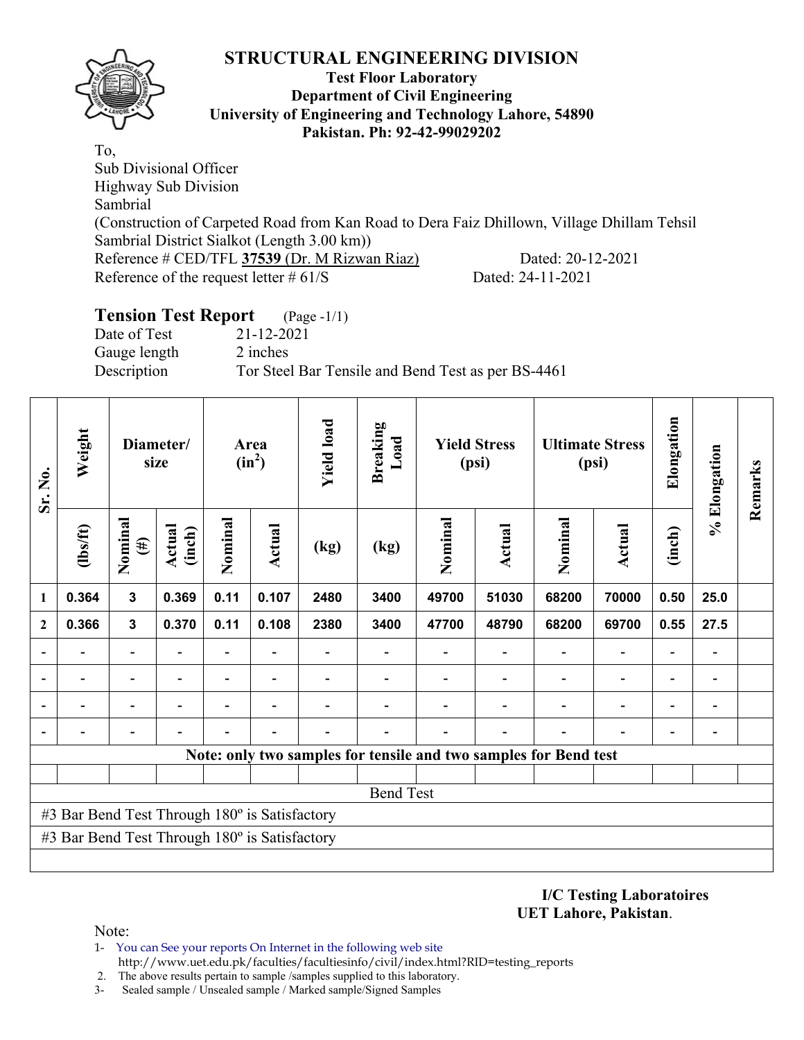# STRUCTURAL ENGINEERING DIVISION

**Test Floor Laboratory**
**Department of Civil Engineering**
**University of Engineering and Technology Lahore, 54890**
**Pakistan. Ph: 92-42-99029202**

To,
Sub Divisional Officer
Highway Sub Division
Sambrial
(Construction of Carpeted Road from Kan Road to Dera Faiz Dhillown, Village Dhillam Tehsil Sambrial District Sialkot (Length 3.00 km))
Reference # CED/TFL **37539** (Dr. M Rizwan Riaz) Dated: 20-12-2021
Reference of the request letter # 61/S Dated: 24-11-2021

## Tension Test Report (Page -1/1)

Date of Test 21-12-2021
Gauge length 2 inches
Description Tor Steel Bar Tensile and Bend Test as per BS-4461

| Sr. No. | Weight | Diameter/ size | | Area ($in^2$) | | Yield load | Breaking Load | Yield Stress (psi) | | Ultimate Stress (psi) | | Elongation | % Elongation | Remarks |
|---|---|---|---|---|---|---|---|---|---|---|---|---|---|---|
| | (lbs/ft) | Nominal (#) | Actual (inch) | Nominal | Actual | (kg) | (kg) | Nominal | Actual | Nominal | Actual | (inch) | | |
| 1 | 0.364 | 3 | 0.369 | 0.11 | 0.107 | 2480 | 3400 | 49700 | 51030 | 68200 | 70000 | 0.50 | 25.0 | |
| 2 | 0.366 | 3 | 0.370 | 0.11 | 0.108 | 2380 | 3400 | 47700 | 48790 | 68200 | 69700 | 0.55 | 27.5 | |
| - | - | - | - | - | - | - | - | - | - | - | - | - | - | |
| - | - | - | - | - | - | - | - | - | - | - | - | - | - | |
| - | - | - | - | - | - | - | - | - | - | - | - | - | - | |
| - | - | - | - | - | - | - | - | - | - | - | - | - | - | |

**Note: only two samples for tensile and two samples for Bend test**

Bend Test

#3 Bar Bend Test Through 180º is Satisfactory

#3 Bar Bend Test Through 180º is Satisfactory

**I/C Testing Laboratoires**
**UET Lahore, Pakistan**.

Note:
1- You can See your reports On Internet in the following web site
http://www.uet.edu.pk/faculties/facultiesinfo/civil/index.html?RID=testing_reports
2. The above results pertain to sample /samples supplied to this laboratory.
3- Sealed sample / Unsealed sample / Marked sample/Signed Samples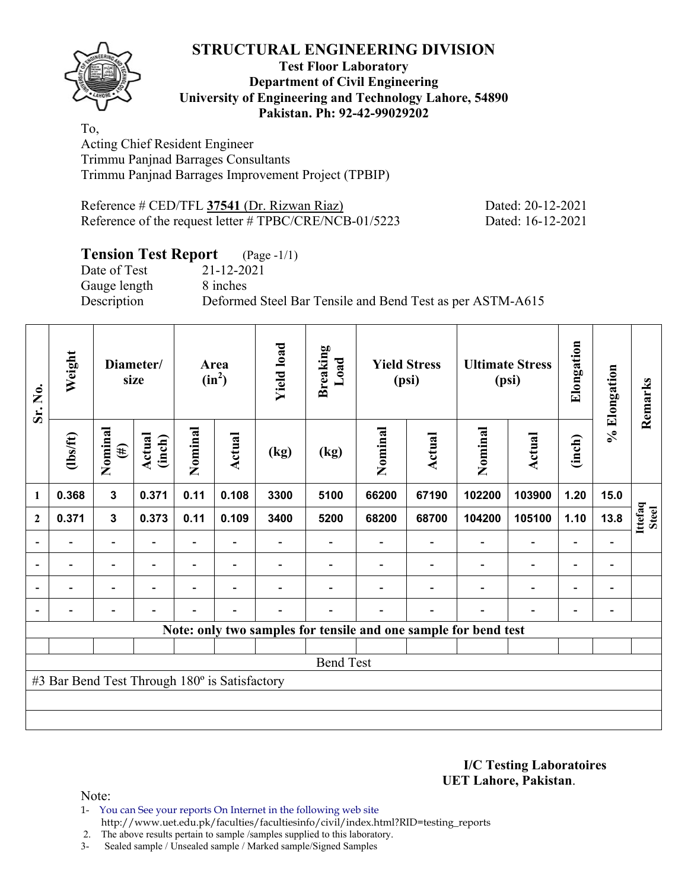# STRUCTURAL ENGINEERING DIVISION

**Test Floor Laboratory**
**Department of Civil Engineering**
**University of Engineering and Technology Lahore, 54890**
**Pakistan. Ph: 92-42-99029202**

To,
Acting Chief Resident Engineer
Trimmu Panjnad Barrages Consultants
Trimmu Panjnad Barrages Improvement Project (TPBIP)

Reference # CED/TFL **37541** (Dr. Rizwan Riaz) Dated: 20-12-2021
Reference of the request letter # TPBC/CRE/NCB-01/5223 Dated: 16-12-2021

## Tension Test Report (Page -1/1)

Date of Test 21-12-2021
Gauge length 8 inches
Description Deformed Steel Bar Tensile and Bend Test as per ASTM-A615

| Sr. No. | Weight | Diameter/ size | | Area ($in^2$) | | Yield load | Breaking Load | Yield Stress (psi) | | Ultimate Stress (psi) | | Elongation | % Elongation | Remarks |
|---|---|---|---|---|---|---|---|---|---|---|---|---|---|---|
| | (lbs/ft) | Nominal (#) | Actual (inch) | Nominal | Actual | (kg) | (kg) | Nominal | Actual | Nominal | Actual | (inch) | | |
| 1 | 0.368 | 3 | 0.371 | 0.11 | 0.108 | 3300 | 5100 | 66200 | 67190 | 102200 | 103900 | 1.20 | 15.0 | Ittefaq Steel |
| 2 | 0.371 | 3 | 0.373 | 0.11 | 0.109 | 3400 | 5200 | 68200 | 68700 | 104200 | 105100 | 1.10 | 13.8 | |
| - | - | - | - | - | - | - | - | - | - | - | - | - | - | |
| - | - | - | - | - | - | - | - | - | - | - | - | - | - | |
| - | - | - | - | - | - | - | - | - | - | - | - | - | - | |
| - | - | - | - | - | - | - | - | - | - | - | - | - | - | |

**Note: only two samples for tensile and one sample for bend test**

Bend Test

#3 Bar Bend Test Through 180º is Satisfactory

**I/C Testing Laboratoires**
**UET Lahore, Pakistan**.

Note:
1- You can See your reports On Internet in the following web site
http://www.uet.edu.pk/faculties/facultiesinfo/civil/index.html?RID=testing_reports
2. The above results pertain to sample /samples supplied to this laboratory.
3- Sealed sample / Unsealed sample / Marked sample/Signed Samples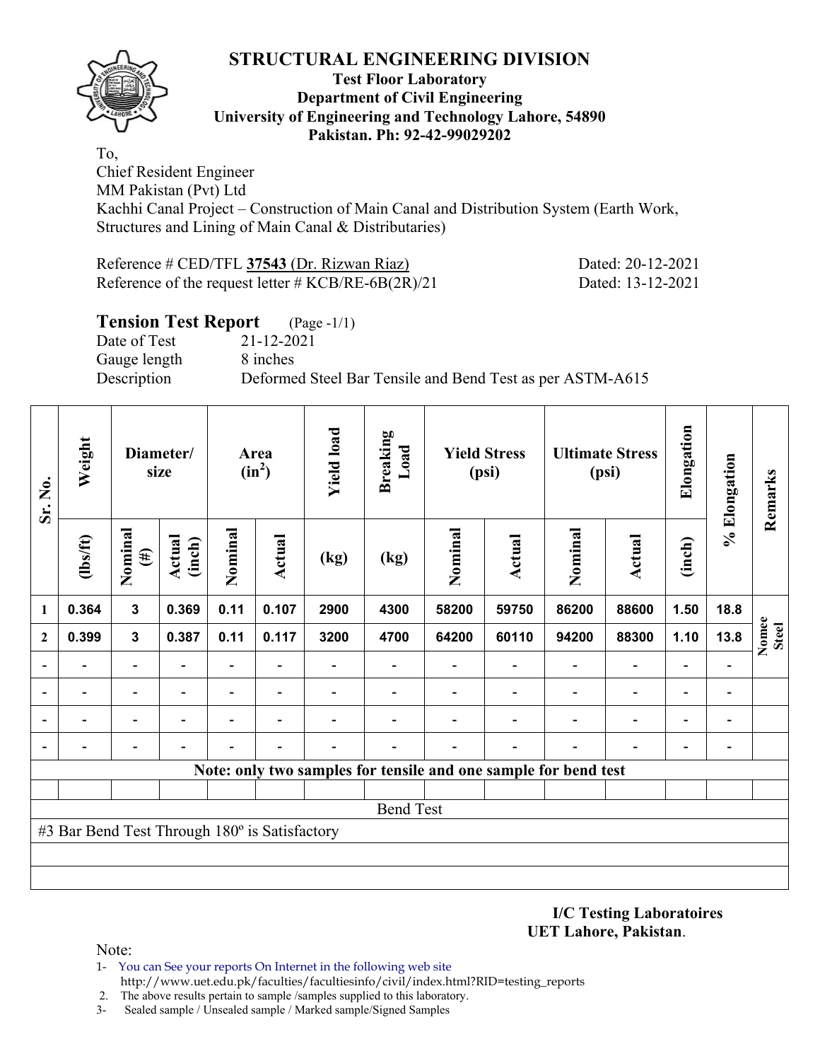# STRUCTURAL ENGINEERING DIVISION

**Test Floor Laboratory**
**Department of Civil Engineering**
**University of Engineering and Technology Lahore, 54890**
**Pakistan. Ph: 92-42-99029202**

To,
Chief Resident Engineer
MM Pakistan (Pvt) Ltd
Kachhi Canal Project – Construction of Main Canal and Distribution System (Earth Work, Structures and Lining of Main Canal & Distributaries)

Reference # CED/TFL **37543** (Dr. Rizwan Riaz) Dated: 20-12-2021
Reference of the request letter # KCB/RE-6B(2R)/21 Dated: 13-12-2021

## Tension Test Report (Page -1/1)

Date of Test 21-12-2021
Gauge length 8 inches
Description Deformed Steel Bar Tensile and Bend Test as per ASTM-A615

| Sr. No. | Weight | Diameter/ size | | Area ($in^2$) | | Yield load | Breaking Load | Yield Stress (psi) | | Ultimate Stress (psi) | | Elongation | % Elongation | Remarks |
|---|---|---|---|---|---|---|---|---|---|---|---|---|---|---|
| | (lbs/ft) | Nominal (#) | Actual (inch) | Nominal | Actual | (kg) | (kg) | Nominal | Actual | Nominal | Actual | (inch) | | |
| **1** | **0.364** | **3** | **0.369** | **0.11** | **0.107** | **2900** | **4300** | **58200** | **59750** | **86200** | **88600** | **1.50** | **18.8** | **Nomee Steel** |
| **2** | **0.399** | **3** | **0.387** | **0.11** | **0.117** | **3200** | **4700** | **64200** | **60110** | **94200** | **88300** | **1.10** | **13.8** | |
| - | - | - | - | - | - | - | - | - | - | - | - | - | - | |
| - | - | - | - | - | - | - | - | - | - | - | - | - | - | |
| - | - | - | - | - | - | - | - | - | - | - | - | - | - | |
| - | - | - | - | - | - | - | - | - | - | - | - | - | - | |
| **Note: only two samples for tensile and one sample for bend test** | | | | | | | | | | | | | | |

Bend Test

#3 Bar Bend Test Through 180º is Satisfactory

**I/C Testing Laboratoires**
**UET Lahore, Pakistan**.

Note:

1- You can See your reports On Internet in the following web site
http://www.uet.edu.pk/faculties/facultiesinfo/civil/index.html?RID=testing_reports
2. The above results pertain to sample /samples supplied to this laboratory.
3- Sealed sample / Unsealed sample / Marked sample/Signed Samples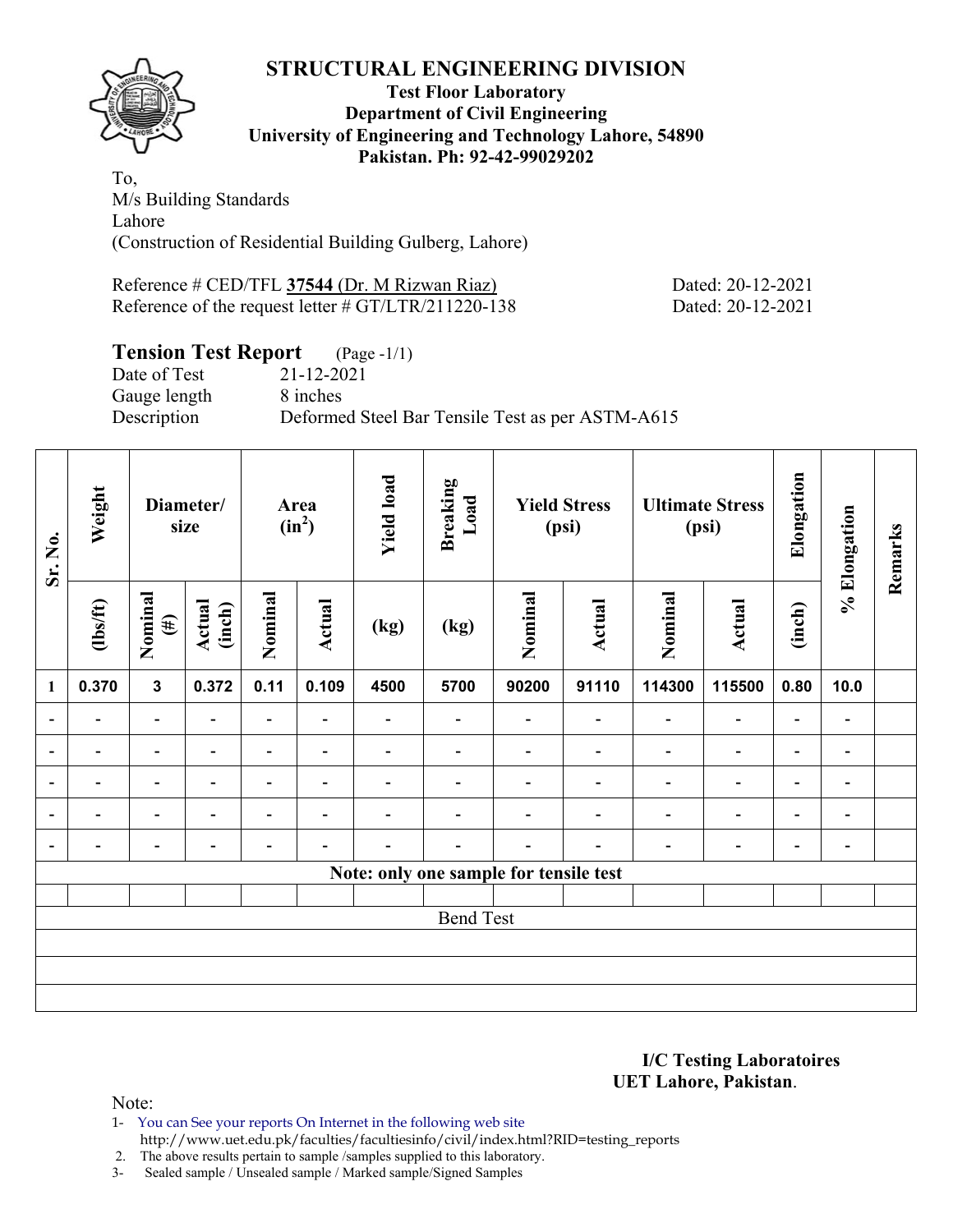## STRUCTURAL ENGINEERING DIVISION

**Test Floor Laboratory**
**Department of Civil Engineering**
**University of Engineering and Technology Lahore, 54890**
**Pakistan. Ph: 92-42-99029202**

To,
M/s Building Standards
Lahore
(Construction of Residential Building Gulberg, Lahore)

Reference # CED/TFL **37544** (Dr. M Rizwan Riaz) Dated: 20-12-2021
Reference of the request letter # GT/LTR/211220-138 Dated: 20-12-2021

### Tension Test Report (Page -1/1)

Date of Test 21-12-2021
Gauge length 8 inches
Description Deformed Steel Bar Tensile Test as per ASTM-A615

| Sr. No. | Weight | Diameter/ size | | Area ($in^2$) | | Yield load | Breaking Load | Yield Stress (psi) | | Ultimate Stress (psi) | | Elongation | % Elongation | Remarks |
|---|---|---|---|---|---|---|---|---|---|---|---|---|---|---|
| | (lbs/ft) | Nominal (#) | Actual (inch) | Nominal | Actual | (kg) | (kg) | Nominal | Actual | Nominal | Actual | (inch) | | |
| 1 | 0.370 | 3 | 0.372 | 0.11 | 0.109 | 4500 | 5700 | 90200 | 91110 | 114300 | 115500 | 0.80 | 10.0 | |
| - | - | - | - | - | - | - | - | - | - | - | - | - | - | |
| - | - | - | - | - | - | - | - | - | - | - | - | - | - | |
| - | - | - | - | - | - | - | - | - | - | - | - | - | - | |
| - | - | - | - | - | - | - | - | - | - | - | - | - | - | |
| - | - | - | - | - | - | - | - | - | - | - | - | - | - | |
| Note: only one sample for tensile test | | | | | | | | | | | | | | |
| | | | | | | | | | | | | | | |
| Bend Test | | | | | | | | | | | | | | |
| | | | | | | | | | | | | | | |
| | | | | | | | | | | | | | | |
| | | | | | | | | | | | | | | |

**I/C Testing Laboratoires**
**UET Lahore, Pakistan**.

Note:

1- You can See your reports On Internet in the following web site
http://www.uet.edu.pk/faculties/facultiesinfo/civil/index.html?RID=testing_reports
2. The above results pertain to sample /samples supplied to this laboratory.
3- Sealed sample / Unsealed sample / Marked sample/Signed Samples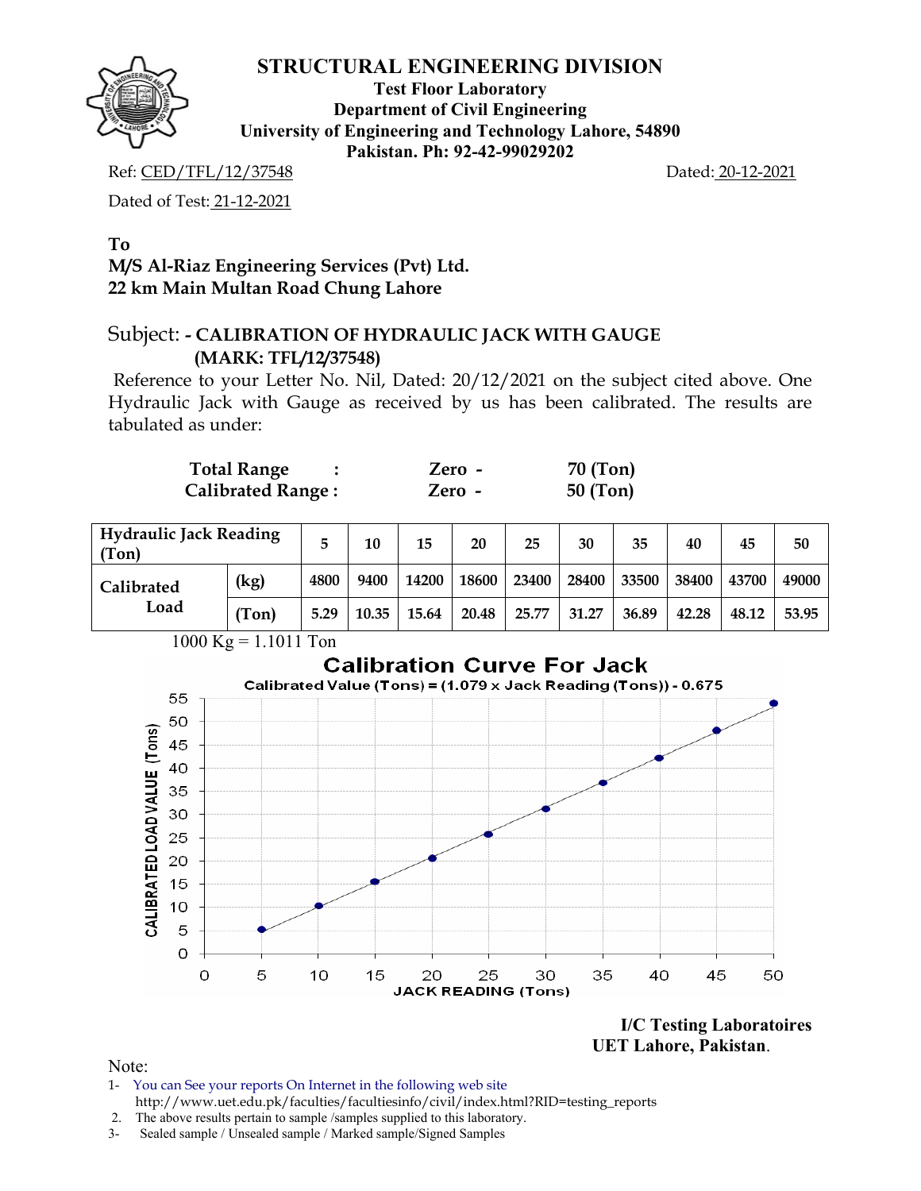# STRUCTURAL ENGINEERING DIVISION

**Test Floor Laboratory**
**Department of Civil Engineering**
**University of Engineering and Technology Lahore, 54890**
**Pakistan. Ph: 92-42-99029202**

Ref: CED/TFL/12/37548 Dated: 20-12-2021

Dated of Test: 21-12-2021

**To**
**M/S Al-Riaz Engineering Services (Pvt) Ltd.**
**22 km Main Multan Road Chung Lahore**

Subject: **- CALIBRATION OF HYDRAULIC JACK WITH GAUGE (MARK: TFL/12/37548)**

Reference to your Letter No. Nil, Dated: 20/12/2021 on the subject cited above. One Hydraulic Jack with Gauge as received by us has been calibrated. The results are tabulated as under:

| | | | |
|---|---|---|---|
| **Total Range** | : | **Zero -** | **70 (Ton)** |
| **Calibrated Range :** | | **Zero -** | **50 (Ton)** |

| **Hydraulic Jack Reading (Ton)** | | 5 | 10 | 15 | 20 | 25 | 30 | 35 | 40 | 45 | 50 |
|---|---|---|---|---|---|---|---|---|---|---|---|
| **Calibrated Load** | (kg) | 4800 | 9400 | 14200 | 18600 | 23400 | 28400 | 33500 | 38400 | 43700 | 49000 |
| | (Ton) | 5.29 | 10.35 | 15.64 | 20.48 | 25.77 | 31.27 | 36.89 | 42.28 | 48.12 | 53.95 |

1000 Kg = 1.1011 Ton

**Calibration Curve For Jack**

Calibrated Value (Tons) = (1.079 x Jack Reading (Tons)) - 0.675

**I/C Testing Laboratoires**
**UET Lahore, Pakistan.**

Note:
1- You can See your reports On Internet in the following web site
http://www.uet.edu.pk/faculties/facultiesinfo/civil/index.html?RID=testing_reports
2. The above results pertain to sample /samples supplied to this laboratory.
3- Sealed sample / Unsealed sample / Marked sample/Signed Samples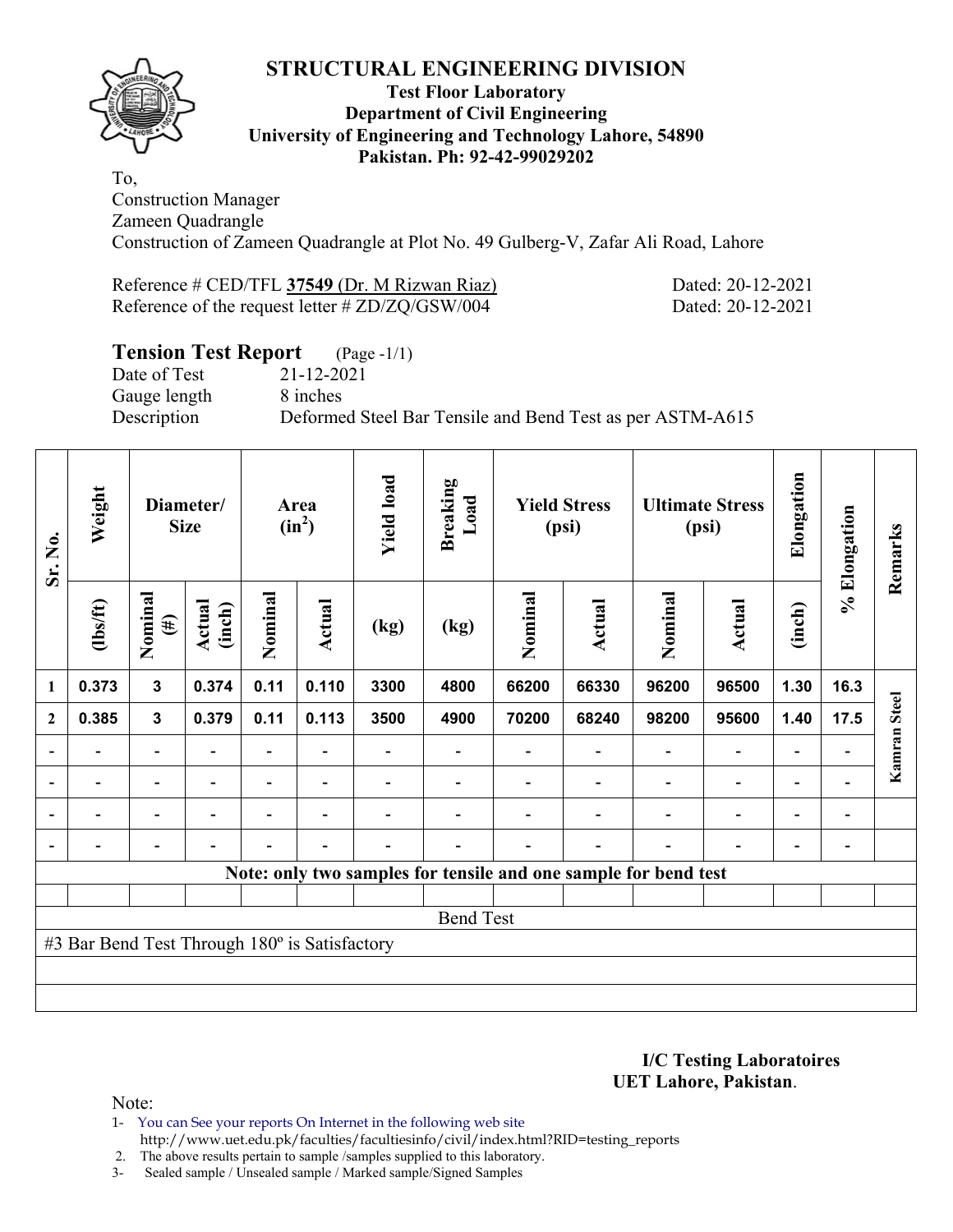# STRUCTURAL ENGINEERING DIVISION

**Test Floor Laboratory**
**Department of Civil Engineering**
**University of Engineering and Technology Lahore, 54890**
**Pakistan. Ph: 92-42-99029202**

To,
Construction Manager
Zameen Quadrangle
Construction of Zameen Quadrangle at Plot No. 49 Gulberg-V, Zafar Ali Road, Lahore

Reference # CED/TFL **37549** (Dr. M Rizwan Riaz) Dated: 20-12-2021
Reference of the request letter # ZD/ZQ/GSW/004 Dated: 20-12-2021

## Tension Test Report (Page -1/1)

Date of Test 21-12-2021
Gauge length 8 inches
Description Deformed Steel Bar Tensile and Bend Test as per ASTM-A615

| Sr. No. | Weight | Diameter/ Size | | Area ($in^2$) | | Yield load | Breaking Load | Yield Stress (psi) | | Ultimate Stress (psi) | | Elongation | % Elongation | Remarks |
|---|---|---|---|---|---|---|---|---|---|---|---|---|---|---|
| | (lbs/ft) | Nominal (#) | Actual (inch) | Nominal | Actual | (kg) | (kg) | Nominal | Actual | Nominal | Actual | (inch) | | |
| 1 | 0.373 | 3 | 0.374 | 0.11 | 0.110 | 3300 | 4800 | 66200 | 66330 | 96200 | 96500 | 1.30 | 16.3 | Kamran Steel |
| 2 | 0.385 | 3 | 0.379 | 0.11 | 0.113 | 3500 | 4900 | 70200 | 68240 | 98200 | 95600 | 1.40 | 17.5 | |
| - | - | - | - | - | - | - | - | - | - | - | - | - | - | |
| - | - | - | - | - | - | - | - | - | - | - | - | - | - | |
| - | - | - | - | - | - | - | - | - | - | - | - | - | - | |
| - | - | - | - | - | - | - | - | - | - | - | - | - | - | |
| Note: only two samples for tensile and one sample for bend test | | | | | | | | | | | | | | |
| Bend Test | | | | | | | | | | | | | | |
| #3 Bar Bend Test Through 180º is Satisfactory | | | | | | | | | | | | | | |

**I/C Testing Laboratoires**
**UET Lahore, Pakistan**.

Note:
1- You can See your reports On Internet in the following web site
http://www.uet.edu.pk/faculties/facultiesinfo/civil/index.html?RID=testing_reports
2. The above results pertain to sample /samples supplied to this laboratory.
3- Sealed sample / Unsealed sample / Marked sample/Signed Samples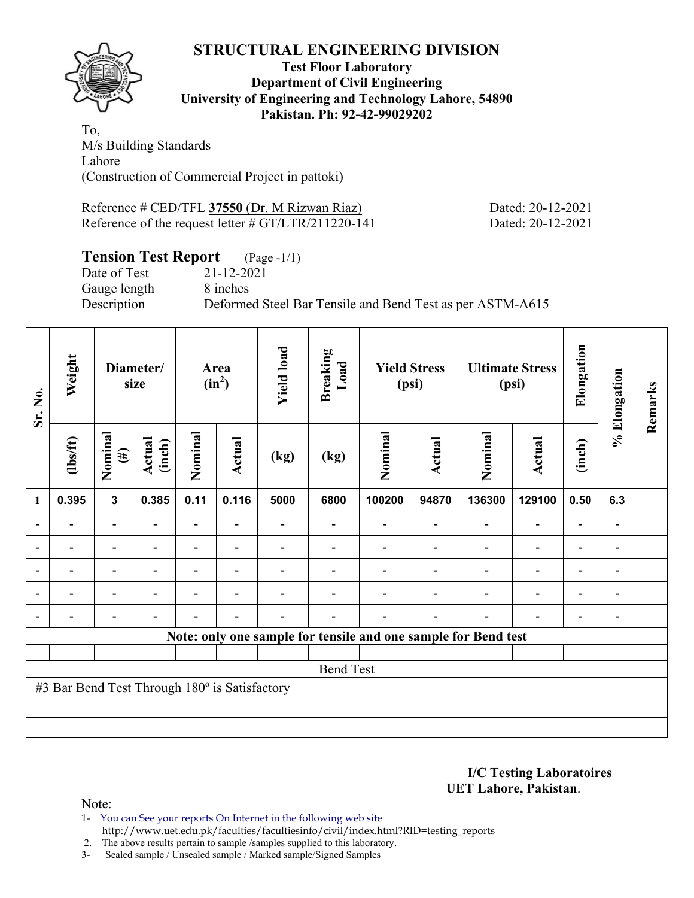# STRUCTURAL ENGINEERING DIVISION

**Test Floor Laboratory**
**Department of Civil Engineering**
**University of Engineering and Technology Lahore, 54890**
**Pakistan. Ph: 92-42-99029202**

To,
M/s Building Standards
Lahore
(Construction of Commercial Project in pattoki)

Reference # CED/TFL **37550** (Dr. M Rizwan Riaz) Dated: 20-12-2021
Reference of the request letter # GT/LTR/211220-141 Dated: 20-12-2021

## Tension Test Report (Page -1/1)

Date of Test 21-12-2021
Gauge length 8 inches
Description Deformed Steel Bar Tensile and Bend Test as per ASTM-A615

| Sr. No. | Weight | Diameter/ size | | Area ($in^2$) | | Yield load | Breaking Load | Yield Stress (psi) | | Ultimate Stress (psi) | | Elongation | % Elongation | Remarks |
|---|---|---|---|---|---|---|---|---|---|---|---|---|---|---|
| | (lbs/ft) | Nominal (#) | Actual (inch) | Nominal | Actual | (kg) | (kg) | Nominal | Actual | Nominal | Actual | (inch) | | |
| 1 | 0.395 | 3 | 0.385 | 0.11 | 0.116 | 5000 | 6800 | 100200 | 94870 | 136300 | 129100 | 0.50 | 6.3 | |
| - | - | - | - | - | - | - | - | - | - | - | - | - | - | |
| - | - | - | - | - | - | - | - | - | - | - | - | - | - | |
| - | - | - | - | - | - | - | - | - | - | - | - | - | - | |
| - | - | - | - | - | - | - | - | - | - | - | - | - | - | |
| - | - | - | - | - | - | - | - | - | - | - | - | - | - | |
| **Note: only one sample for tensile and one sample for Bend test** | | | | | | | | | | | | | | |
| | | | | | | | | | | | | | | |
| Bend Test | | | | | | | | | | | | | | |
| #3 Bar Bend Test Through 180º is Satisfactory | | | | | | | | | | | | | | |

**I/C Testing Laboratoires**
**UET Lahore, Pakistan**.

Note:
1- You can See your reports On Internet in the following web site
http://www.uet.edu.pk/faculties/facultiesinfo/civil/index.html?RID=testing_reports
2. The above results pertain to sample /samples supplied to this laboratory.
3- Sealed sample / Unsealed sample / Marked sample/Signed Samples